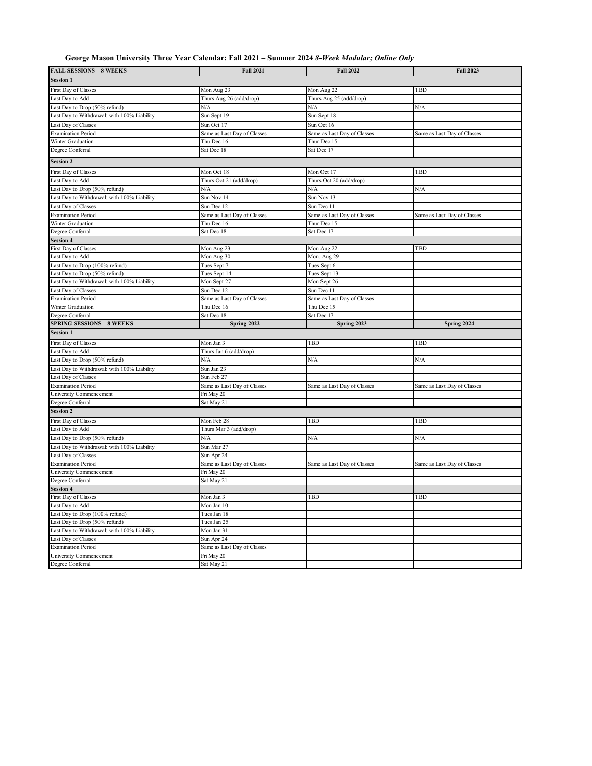**George Mason University Three Year Calendar: Fall 2021 – Summer 2024** ***8-Week Modular; Online Only***

| FALL SESSIONS – 8 WEEKS | Fall 2021 | Fall 2022 | Fall 2023 |
|---|---|---|---|
| **Session 1** | | | |
| First Day of Classes | Mon Aug 23 | Mon Aug 22 | TBD |
| Last Day to Add | Thurs Aug 26 (add/drop) | Thurs Aug 25 (add/drop) | |
| Last Day to Drop (50% refund) | N/A | N/A | N/A |
| Last Day to Withdrawal: with 100% Liability | Sun Sept 19 | Sun Sept 18 | |
| Last Day of Classes | Sun Oct 17 | Sun Oct 16 | |
| Examination Period | Same as Last Day of Classes | Same as Last Day of Classes | Same as Last Day of Classes |
| Winter Graduation | Thu Dec 16 | Thur Dec 15 | |
| Degree Conferral | Sat Dec 18 | Sat Dec 17 | |
| **Session 2** | | | |
| First Day of Classes | Mon Oct 18 | Mon Oct 17 | TBD |
| Last Day to Add | Thurs Oct 21 (add/drop) | Thurs Oct 20 (add/drop) | |
| Last Day to Drop (50% refund) | N/A | N/A | N/A |
| Last Day to Withdrawal: with 100% Liability | Sun Nov 14 | Sun Nov 13 | |
| Last Day of Classes | Sun Dec 12 | Sun Dec 11 | |
| Examination Period | Same as Last Day of Classes | Same as Last Day of Classes | Same as Last Day of Classes |
| Winter Graduation | Thu Dec 16 | Thur Dec 15 | |
| Degree Conferral | Sat Dec 18 | Sat Dec 17 | |
| **Session 4** | | | |
| First Day of Classes | Mon Aug 23 | Mon Aug 22 | TBD |
| Last Day to Add | Mon Aug 30 | Mon. Aug 29 | |
| Last Day to Drop (100% refund) | Tues Sept 7 | Tues Sept 6 | |
| Last Day to Drop (50% refund) | Tues Sept 14 | Tues Sept 13 | |
| Last Day to Withdrawal: with 100% Liability | Mon Sept 27 | Mon Sept 26 | |
| Last Day of Classes | Sun Dec 12 | Sun Dec 11 | |
| Examination Period | Same as Last Day of Classes | Same as Last Day of Classes | |
| Winter Graduation | Thu Dec 16 | Thu Dec 15 | |
| Degree Conferral | Sat Dec 18 | Sat Dec 17 | |
| **SPRING SESSIONS – 8 WEEKS** | **Spring 2022** | **Spring 2023** | **Spring 2024** |
| **Session 1** | | | |
| First Day of Classes | Mon Jan 3 | TBD | TBD |
| Last Day to Add | Thurs Jan 6 (add/drop) | | |
| Last Day to Drop (50% refund) | N/A | N/A | N/A |
| Last Day to Withdrawal: with 100% Liability | Sun Jan 23 | | |
| Last Day of Classes | Sun Feb 27 | | |
| Examination Period | Same as Last Day of Classes | Same as Last Day of Classes | Same as Last Day of Classes |
| University Commencement | Fri May 20 | | |
| Degree Conferral | Sat May 21 | | |
| **Session 2** | | | |
| First Day of Classes | Mon Feb 28 | TBD | TBD |
| Last Day to Add | Thurs Mar 3 (add/drop) | | |
| Last Day to Drop (50% refund) | N/A | N/A | N/A |
| Last Day to Withdrawal: with 100% Liability | Sun Mar 27 | | |
| Last Day of Classes | Sun Apr 24 | | |
| Examination Period | Same as Last Day of Classes | Same as Last Day of Classes | Same as Last Day of Classes |
| University Commencement | Fri May 20 | | |
| Degree Conferral | Sat May 21 | | |
| **Session 4** | | | |
| First Day of Classes | Mon Jan 3 | TBD | TBD |
| Last Day to Add | Mon Jan 10 | | |
| Last Day to Drop (100% refund) | Tues Jan 18 | | |
| Last Day to Drop (50% refund) | Tues Jan 25 | | |
| Last Day to Withdrawal: with 100% Liability | Mon Jan 31 | | |
| Last Day of Classes | Sun Apr 24 | | |
| Examination Period | Same as Last Day of Classes | | |
| University Commencement | Fri May 20 | | |
| Degree Conferral | Sat May 21 | | |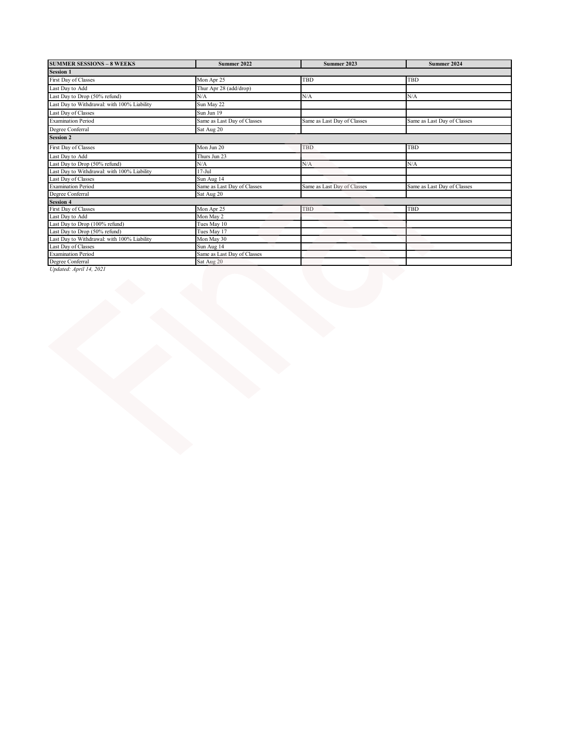| SUMMER SESSIONS – 8 WEEKS | Summer 2022 | Summer 2023 | Summer 2024 |
|---|---|---|---|
| **Session 1** | | | |
| First Day of Classes | Mon Apr 25 | TBD | TBD |
| Last Day to Add | Thur Apr 28 (add/drop) | | |
| Last Day to Drop (50% refund) | N/A | N/A | N/A |
| Last Day to Withdrawal: with 100% Liability | Sun May 22 | | |
| Last Day of Classes | Sun Jun 19 | | |
| Examination Period | Same as Last Day of Classes | Same as Last Day of Classes | Same as Last Day of Classes |
| Degree Conferral | Sat Aug 20 | | |
| **Session 2** | | | |
| First Day of Classes | Mon Jun 20 | TBD | TBD |
| Last Day to Add | Thurs Jun 23 | | |
| Last Day to Drop (50% refund) | N/A | N/A | N/A |
| Last Day to Withdrawal: with 100% Liability | 17-Jul | | |
| Last Day of Classes | Sun Aug 14 | | |
| Examination Period | Same as Last Day of Classes | Same as Last Day of Classes | Same as Last Day of Classes |
| Degree Conferral | Sat Aug 20 | | |
| **Session 4** | | | |
| First Day of Classes | Mon Apr 25 | TBD | TBD |
| Last Day to Add | Mon May 2 | | |
| Last Day to Drop (100% refund) | Tues May 10 | | |
| Last Day to Drop (50% refund) | Tues May 17 | | |
| Last Day to Withdrawal: with 100% Liability | Mon May 30 | | |
| Last Day of Classes | Sun Aug 14 | | |
| Examination Period | Same as Last Day of Classes | | |
| Degree Conferral | Sat Aug 20 | | |

*Updated: April 14, 2021*